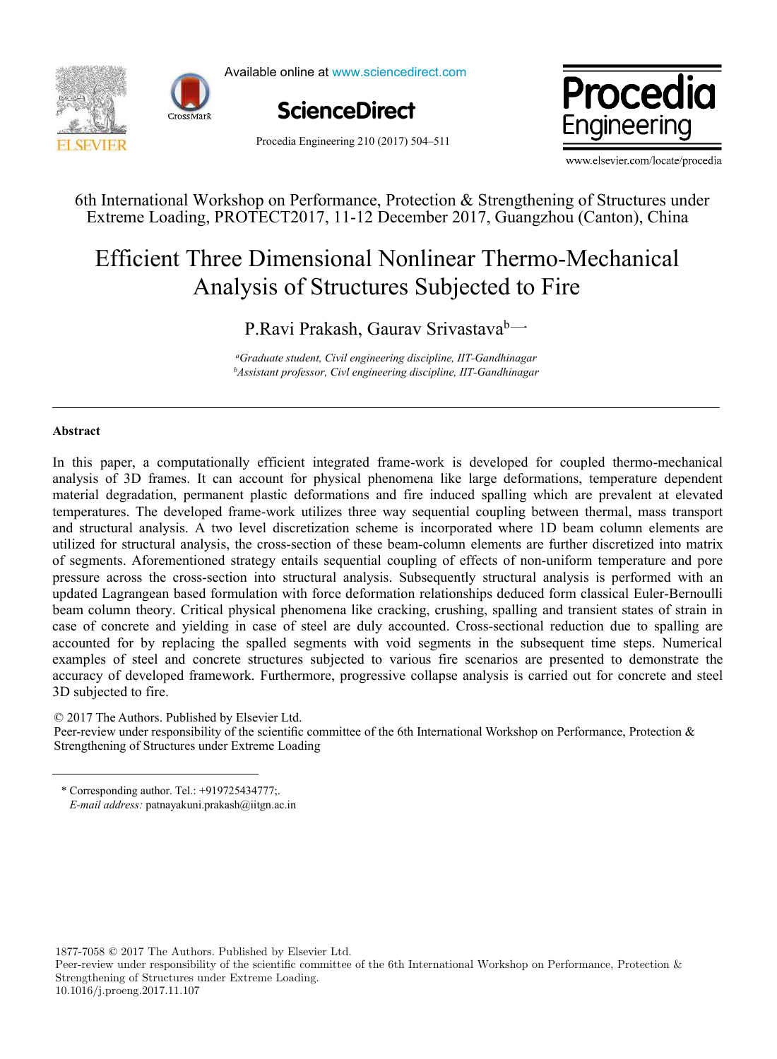6th International Workshop on Performance, Protection & Strengthening of Structures under Extreme Loading, PROTECT2017, 11-12 December 2017, Guangzhou (Canton), China

# Efficient Three Dimensional Nonlinear Thermo-Mechanical Analysis of Structures Subjected to Fire

P.Ravi Prakash, Gaurav Srivastava[b]*

[a]*Graduate student, Civil engineering discipline, IIT-Gandhinagar*
[b]*Assistant professor, Civl engineering discipline, IIT-Gandhinagar*

---

## Abstract

In this paper, a computationally efficient integrated frame-work is developed for coupled thermo-mechanical analysis of 3D frames. It can account for physical phenomena like large deformations, temperature dependent material degradation, permanent plastic deformations and fire induced spalling which are prevalent at elevated temperatures. The developed frame-work utilizes three way sequential coupling between thermal, mass transport and structural analysis. A two level discretization scheme is incorporated where 1D beam column elements are utilized for structural analysis, the cross-section of these beam-column elements are further discretized into matrix of segments. Aforementioned strategy entails sequential coupling of effects of non-uniform temperature and pore pressure across the cross-section into structural analysis. Subsequently structural analysis is performed with an updated Lagrangean based formulation with force deformation relationships deduced form classical Euler-Bernoulli beam column theory. Critical physical phenomena like cracking, crushing, spalling and transient states of strain in case of concrete and yielding in case of steel are duly accounted. Cross-sectional reduction due to spalling are accounted for by replacing the spalled segments with void segments in the subsequent time steps. Numerical examples of steel and concrete structures subjected to various fire scenarios are presented to demonstrate the accuracy of developed framework. Furthermore, progressive collapse analysis is carried out for concrete and steel 3D subjected to fire.

© 2017 The Authors. Published by Elsevier Ltd.
Peer-review under responsibility of the scientific committee of the 6th International Workshop on Performance, Protection & Strengthening of Structures under Extreme Loading

---

\* Corresponding author. Tel.: +919725434777;.
*E-mail address:* patnayakuni.prakash@iitgn.ac.in

1877-7058 © 2017 The Authors. Published by Elsevier Ltd.
Peer-review under responsibility of the scientific committee of the 6th International Workshop on Performance, Protection & Strengthening of Structures under Extreme Loading.
10.1016/j.proeng.2017.11.107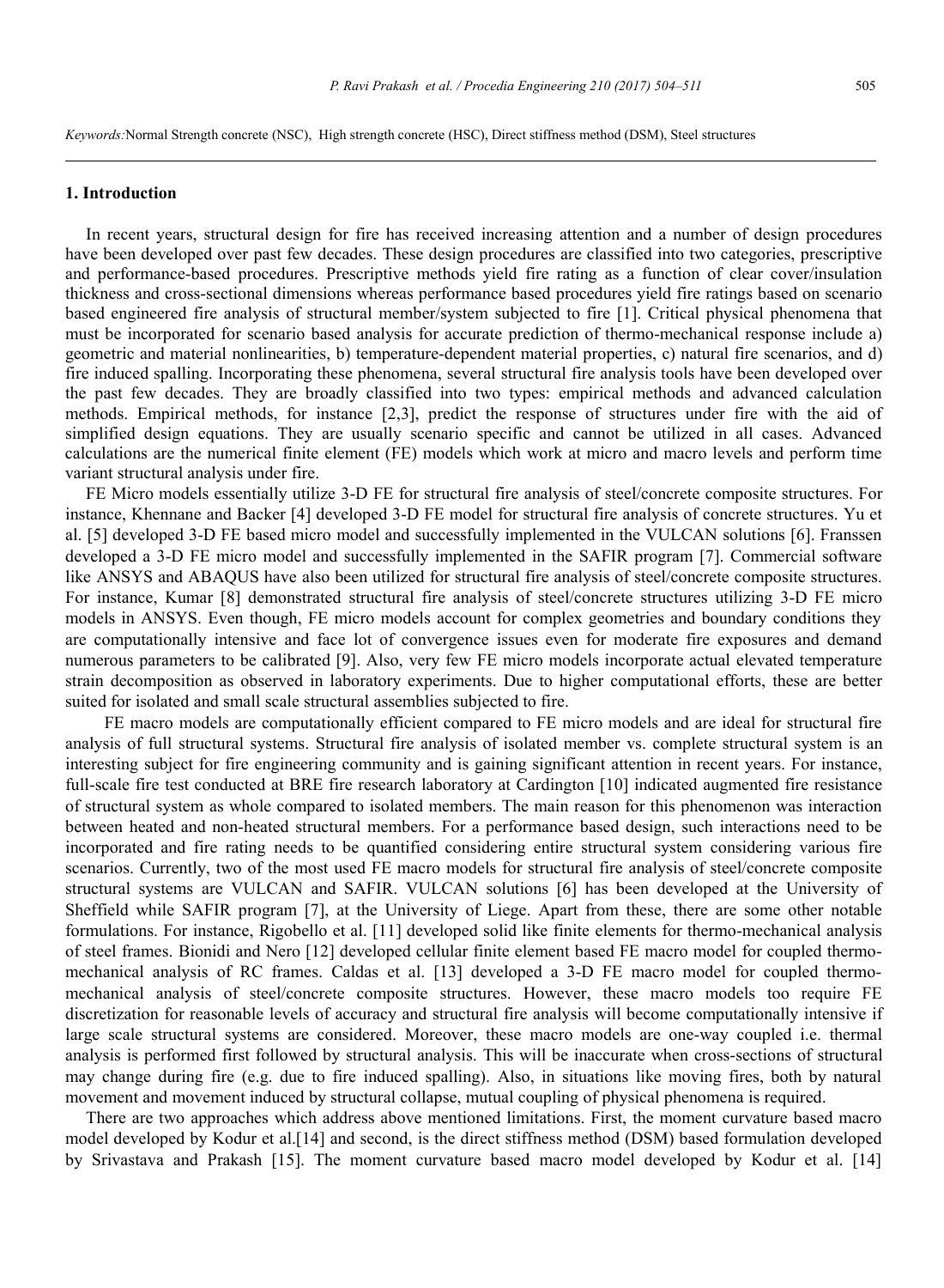*Keywords:*Normal Strength concrete (NSC), High strength concrete (HSC), Direct stiffness method (DSM), Steel structures

## 1. Introduction

In recent years, structural design for fire has received increasing attention and a number of design procedures have been developed over past few decades. These design procedures are classified into two categories, prescriptive and performance-based procedures. Prescriptive methods yield fire rating as a function of clear cover/insulation thickness and cross-sectional dimensions whereas performance based procedures yield fire ratings based on scenario based engineered fire analysis of structural member/system subjected to fire [1]. Critical physical phenomena that must be incorporated for scenario based analysis for accurate prediction of thermo-mechanical response include a) geometric and material nonlinearities, b) temperature-dependent material properties, c) natural fire scenarios, and d) fire induced spalling. Incorporating these phenomena, several structural fire analysis tools have been developed over the past few decades. They are broadly classified into two types: empirical methods and advanced calculation methods. Empirical methods, for instance [2,3], predict the response of structures under fire with the aid of simplified design equations. They are usually scenario specific and cannot be utilized in all cases. Advanced calculations are the numerical finite element (FE) models which work at micro and macro levels and perform time variant structural analysis under fire.

FE Micro models essentially utilize 3-D FE for structural fire analysis of steel/concrete composite structures. For instance, Khennane and Backer [4] developed 3-D FE model for structural fire analysis of concrete structures. Yu et al. [5] developed 3-D FE based micro model and successfully implemented in the VULCAN solutions [6]. Franssen developed a 3-D FE micro model and successfully implemented in the SAFIR program [7]. Commercial software like ANSYS and ABAQUS have also been utilized for structural fire analysis of steel/concrete composite structures. For instance, Kumar [8] demonstrated structural fire analysis of steel/concrete structures utilizing 3-D FE micro models in ANSYS. Even though, FE micro models account for complex geometries and boundary conditions they are computationally intensive and face lot of convergence issues even for moderate fire exposures and demand numerous parameters to be calibrated [9]. Also, very few FE micro models incorporate actual elevated temperature strain decomposition as observed in laboratory experiments. Due to higher computational efforts, these are better suited for isolated and small scale structural assemblies subjected to fire.

FE macro models are computationally efficient compared to FE micro models and are ideal for structural fire analysis of full structural systems. Structural fire analysis of isolated member vs. complete structural system is an interesting subject for fire engineering community and is gaining significant attention in recent years. For instance, full-scale fire test conducted at BRE fire research laboratory at Cardington [10] indicated augmented fire resistance of structural system as whole compared to isolated members. The main reason for this phenomenon was interaction between heated and non-heated structural members. For a performance based design, such interactions need to be incorporated and fire rating needs to be quantified considering entire structural system considering various fire scenarios. Currently, two of the most used FE macro models for structural fire analysis of steel/concrete composite structural systems are VULCAN and SAFIR. VULCAN solutions [6] has been developed at the University of Sheffield while SAFIR program [7], at the University of Liege. Apart from these, there are some other notable formulations. For instance, Rigobello et al. [11] developed solid like finite elements for thermo-mechanical analysis of steel frames. Bionidi and Nero [12] developed cellular finite element based FE macro model for coupled thermo-mechanical analysis of RC frames. Caldas et al. [13] developed a 3-D FE macro model for coupled thermo-mechanical analysis of steel/concrete composite structures. However, these macro models too require FE discretization for reasonable levels of accuracy and structural fire analysis will become computationally intensive if large scale structural systems are considered. Moreover, these macro models are one-way coupled i.e. thermal analysis is performed first followed by structural analysis. This will be inaccurate when cross-sections of structural may change during fire (e.g. due to fire induced spalling). Also, in situations like moving fires, both by natural movement and movement induced by structural collapse, mutual coupling of physical phenomena is required.

There are two approaches which address above mentioned limitations. First, the moment curvature based macro model developed by Kodur et al.[14] and second, is the direct stiffness method (DSM) based formulation developed by Srivastava and Prakash [15]. The moment curvature based macro model developed by Kodur et al. [14]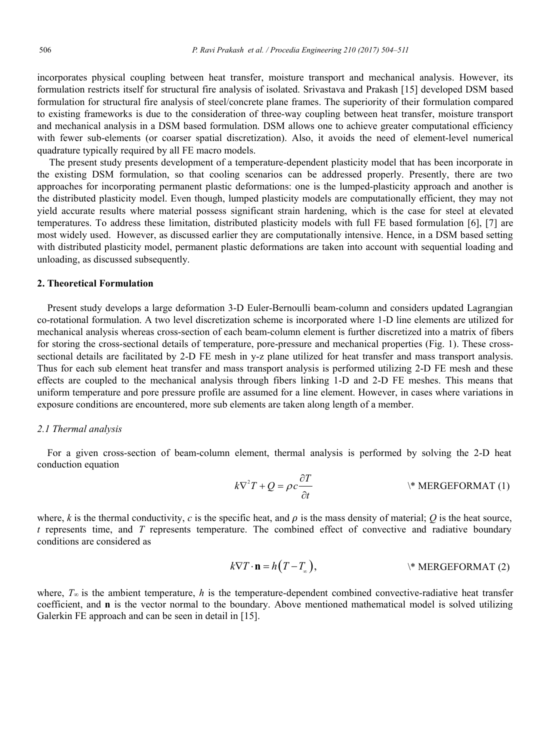incorporates physical coupling between heat transfer, moisture transport and mechanical analysis. However, its formulation restricts itself for structural fire analysis of isolated. Srivastava and Prakash [15] developed DSM based formulation for structural fire analysis of steel/concrete plane frames. The superiority of their formulation compared to existing frameworks is due to the consideration of three-way coupling between heat transfer, moisture transport and mechanical analysis in a DSM based formulation. DSM allows one to achieve greater computational efficiency with fewer sub-elements (or coarser spatial discretization). Also, it avoids the need of element-level numerical quadrature typically required by all FE macro models.

The present study presents development of a temperature-dependent plasticity model that has been incorporate in the existing DSM formulation, so that cooling scenarios can be addressed properly. Presently, there are two approaches for incorporating permanent plastic deformations: one is the lumped-plasticity approach and another is the distributed plasticity model. Even though, lumped plasticity models are computationally efficient, they may not yield accurate results where material possess significant strain hardening, which is the case for steel at elevated temperatures. To address these limitation, distributed plasticity models with full FE based formulation [6], [7] are most widely used. However, as discussed earlier they are computationally intensive. Hence, in a DSM based setting with distributed plasticity model, permanent plastic deformations are taken into account with sequential loading and unloading, as discussed subsequently.

## 2. Theoretical Formulation

Present study develops a large deformation 3-D Euler-Bernoulli beam-column and considers updated Lagrangian co-rotational formulation. A two level discretization scheme is incorporated where 1-D line elements are utilized for mechanical analysis whereas cross-section of each beam-column element is further discretized into a matrix of fibers for storing the cross-sectional details of temperature, pore-pressure and mechanical properties (Fig. 1). These cross-sectional details are facilitated by 2-D FE mesh in y-z plane utilized for heat transfer and mass transport analysis. Thus for each sub element heat transfer and mass transport analysis is performed utilizing 2-D FE mesh and these effects are coupled to the mechanical analysis through fibers linking 1-D and 2-D FE meshes. This means that uniform temperature and pore pressure profile are assumed for a line element. However, in cases where variations in exposure conditions are encountered, more sub elements are taken along length of a member.

### *2.1 Thermal analysis*

For a given cross-section of beam-column element, thermal analysis is performed by solving the 2-D heat conduction equation

$$k\nabla^2 T + Q = \rho c \frac{\partial T}{\partial t} \qquad (1)$$

where, $k$ is the thermal conductivity, $c$ is the specific heat, and $\rho$ is the mass density of material; $Q$ is the heat source, $t$ represents time, and $T$ represents temperature. The combined effect of convective and radiative boundary conditions are considered as

$$k\nabla T \cdot \mathbf{n} = h\left(T - T_{\infty}\right), \qquad (2)$$

where, $T_{\infty}$ is the ambient temperature, $h$ is the temperature-dependent combined convective-radiative heat transfer coefficient, and $\mathbf{n}$ is the vector normal to the boundary. Above mentioned mathematical model is solved utilizing Galerkin FE approach and can be seen in detail in [15].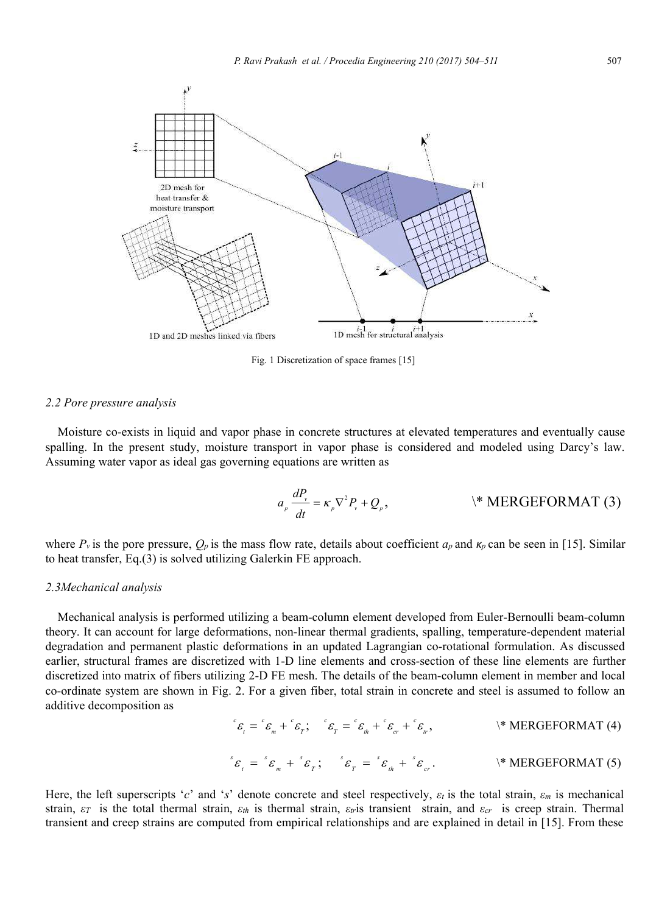Fig. 1 Discretization of space frames [15]

### 2.2 Pore pressure analysis

Moisture co-exists in liquid and vapor phase in concrete structures at elevated temperatures and eventually cause spalling. In the present study, moisture transport in vapor phase is considered and modeled using Darcy's law. Assuming water vapor as ideal gas governing equations are written as

$$a_p \frac{dP_v}{dt} = \kappa_p \nabla^2 P_v + Q_p, \tag{3}$$

where $P_v$ is the pore pressure, $Q_p$ is the mass flow rate, details about coefficient $a_p$ and $\kappa_p$ can be seen in [15]. Similar to heat transfer, Eq.(3) is solved utilizing Galerkin FE approach.

### 2.3 Mechanical analysis

Mechanical analysis is performed utilizing a beam-column element developed from Euler-Bernoulli beam-column theory. It can account for large deformations, non-linear thermal gradients, spalling, temperature-dependent material degradation and permanent plastic deformations in an updated Lagrangian co-rotational formulation. As discussed earlier, structural frames are discretized with 1-D line elements and cross-section of these line elements are further discretized into matrix of fibers utilizing 2-D FE mesh. The details of the beam-column element in member and local co-ordinate system are shown in Fig. 2. For a given fiber, total strain in concrete and steel is assumed to follow an additive decomposition as

$$^{c}\varepsilon_{t} = {}^{c}\varepsilon_{m} + {}^{c}\varepsilon_{T}; \quad {}^{c}\varepsilon_{T} = {}^{c}\varepsilon_{th} + {}^{c}\varepsilon_{cr} + {}^{c}\varepsilon_{tr}, \tag{4}$$

$$^{s}\varepsilon_{t} = {}^{s}\varepsilon_{m} + {}^{s}\varepsilon_{T}; \quad {}^{s}\varepsilon_{T} = {}^{s}\varepsilon_{th} + {}^{s}\varepsilon_{cr}. \tag{5}$$

Here, the left superscripts '*c*' and '*s*' denote concrete and steel respectively, $\varepsilon_t$ is the total strain, $\varepsilon_m$ is mechanical strain, $\varepsilon_T$ is the total thermal strain, $\varepsilon_{th}$ is thermal strain, $\varepsilon_{tr}$ is transient strain, and $\varepsilon_{cr}$ is creep strain. Thermal transient and creep strains are computed from empirical relationships and are explained in detail in [15]. From these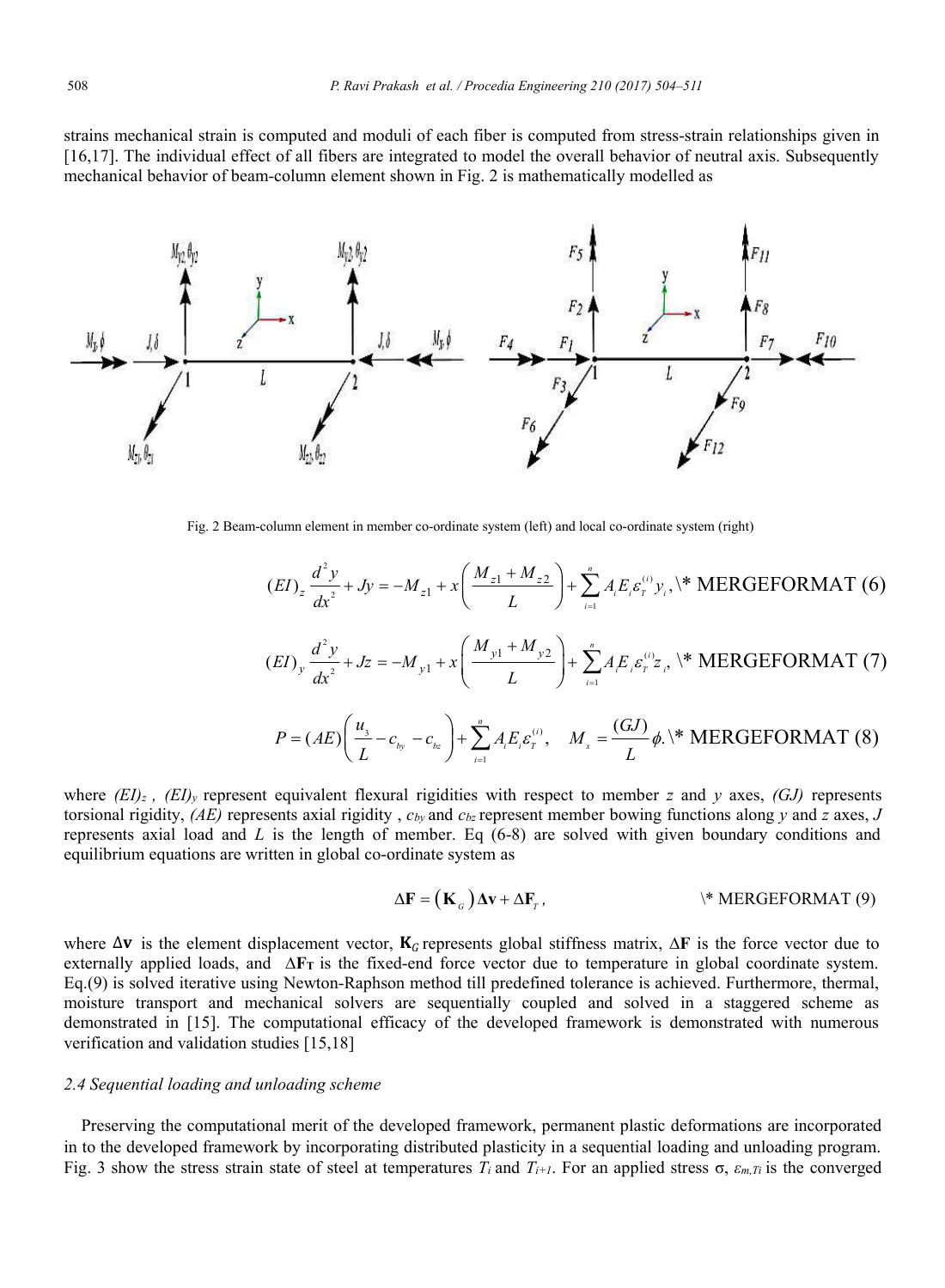strains mechanical strain is computed and moduli of each fiber is computed from stress-strain relationships given in [16,17]. The individual effect of all fibers are integrated to model the overall behavior of neutral axis. Subsequently mechanical behavior of beam-column element shown in Fig. 2 is mathematically modelled as

Fig. 2 Beam-column element in member co-ordinate system (left) and local co-ordinate system (right)

$$(EI)_z \frac{d^2 y}{dx^2} + Jy = -M_{z1} + x\left(\frac{M_{z1}+M_{z2}}{L}\right) + \sum_{i=1}^{n} A_i E_i \varepsilon_T^{(i)} y_i , \text{\* MERGEFORMAT (6)}$$

$$(EI)_y \frac{d^2 y}{dx^2} + Jz = -M_{y1} + x\left(\frac{M_{y1}+M_{y2}}{L}\right) + \sum_{i=1}^{n} A_i E_i \varepsilon_T^{(i)} z_i , \text{\* MERGEFORMAT (7)}$$

$$P = (AE)\left(\frac{u_3}{L} - c_{by} - c_{bz}\right) + \sum_{i=1}^{n} A_i E_i \varepsilon_T^{(i)}, \quad M_x = \frac{(GJ)}{L}\phi . \text{\* MERGEFORMAT (8)}$$

where $(EI)_z$ , $(EI)_y$ represent equivalent flexural rigidities with respect to member $z$ and $y$ axes, $(GJ)$ represents torsional rigidity, $(AE)$ represents axial rigidity , $c_{by}$ and $c_{bz}$ represent member bowing functions along $y$ and $z$ axes, $J$ represents axial load and $L$ is the length of member. Eq (6-8) are solved with given boundary conditions and equilibrium equations are written in global co-ordinate system as

$$\Delta \mathbf{F} = \left(\mathbf{K}_G\right)\Delta \mathbf{v} + \Delta \mathbf{F}_T , \qquad \text{\* MERGEFORMAT (9)}$$

where $\Delta\mathbf{v}$ is the element displacement vector, $\mathbf{K}_G$ represents global stiffness matrix, $\Delta\mathbf{F}$ is the force vector due to externally applied loads, and $\Delta\mathbf{F}_T$ is the fixed-end force vector due to temperature in global coordinate system. Eq.(9) is solved iterative using Newton-Raphson method till predefined tolerance is achieved. Furthermore, thermal, moisture transport and mechanical solvers are sequentially coupled and solved in a staggered scheme as demonstrated in [15]. The computational efficacy of the developed framework is demonstrated with numerous verification and validation studies [15,18]

### *2.4 Sequential loading and unloading scheme*

Preserving the computational merit of the developed framework, permanent plastic deformations are incorporated in to the developed framework by incorporating distributed plasticity in a sequential loading and unloading program. Fig. 3 show the stress strain state of steel at temperatures $T_i$ and $T_{i+1}$. For an applied stress σ, $\varepsilon_{m,Ti}$ is the converged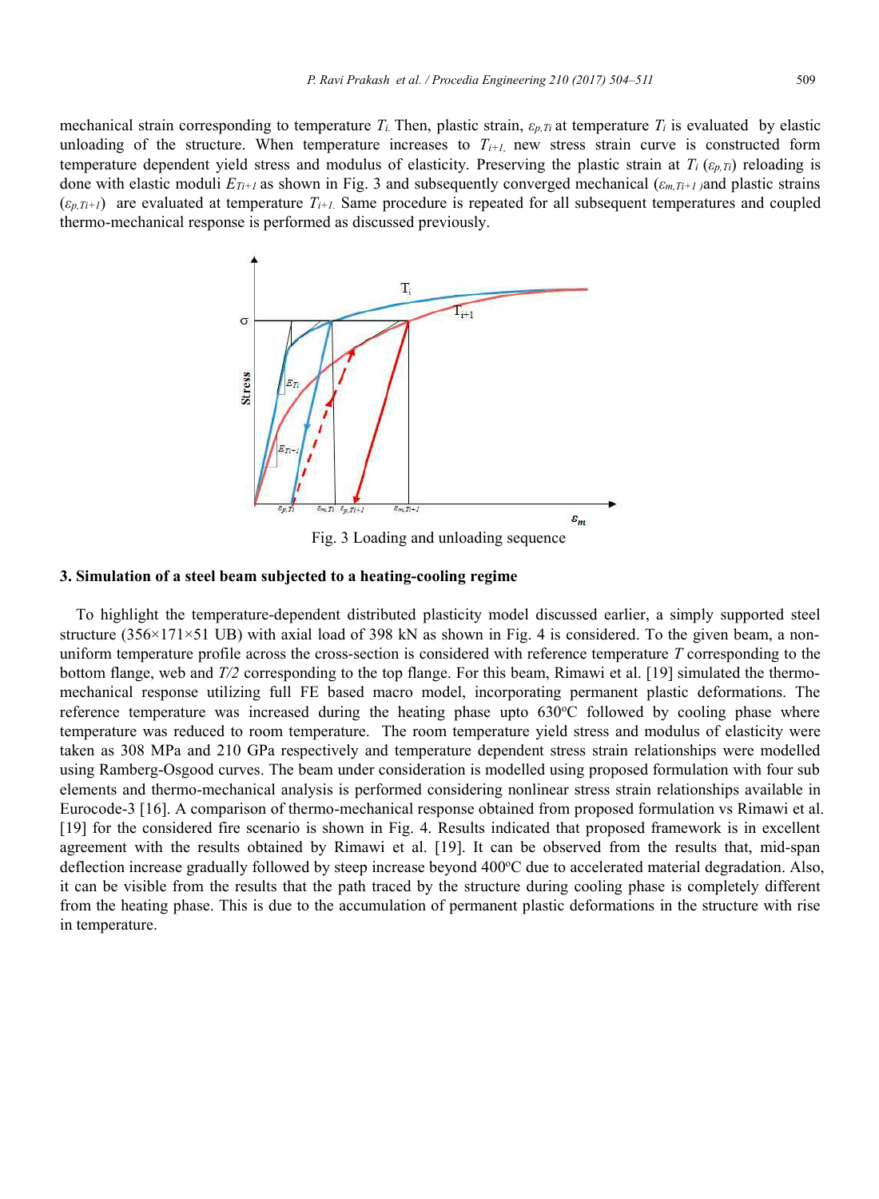mechanical strain corresponding to temperature $T_i$. Then, plastic strain, $\varepsilon_{p,Ti}$ at temperature $T_i$ is evaluated by elastic unloading of the structure. When temperature increases to $T_{i+1}$, new stress strain curve is constructed form temperature dependent yield stress and modulus of elasticity. Preserving the plastic strain at $T_i$ ($\varepsilon_{p,Ti}$) reloading is done with elastic moduli $E_{Ti+1}$ as shown in Fig. 3 and subsequently converged mechanical ($\varepsilon_{m,Ti+1}$) and plastic strains ($\varepsilon_{p,Ti+1}$) are evaluated at temperature $T_{i+1}$. Same procedure is repeated for all subsequent temperatures and coupled thermo-mechanical response is performed as discussed previously.

Fig. 3 Loading and unloading sequence

## 3. Simulation of a steel beam subjected to a heating-cooling regime

To highlight the temperature-dependent distributed plasticity model discussed earlier, a simply supported steel structure (356×171×51 UB) with axial load of 398 kN as shown in Fig. 4 is considered. To the given beam, a non-uniform temperature profile across the cross-section is considered with reference temperature *T* corresponding to the bottom flange, web and *T/2* corresponding to the top flange. For this beam, Rimawi et al. [19] simulated the thermo-mechanical response utilizing full FE based macro model, incorporating permanent plastic deformations. The reference temperature was increased during the heating phase upto 630°C followed by cooling phase where temperature was reduced to room temperature. The room temperature yield stress and modulus of elasticity were taken as 308 MPa and 210 GPa respectively and temperature dependent stress strain relationships were modelled using Ramberg-Osgood curves. The beam under consideration is modelled using proposed formulation with four sub elements and thermo-mechanical analysis is performed considering nonlinear stress strain relationships available in Eurocode-3 [16]. A comparison of thermo-mechanical response obtained from proposed formulation vs Rimawi et al. [19] for the considered fire scenario is shown in Fig. 4. Results indicated that proposed framework is in excellent agreement with the results obtained by Rimawi et al. [19]. It can be observed from the results that, mid-span deflection increase gradually followed by steep increase beyond 400°C due to accelerated material degradation. Also, it can be visible from the results that the path traced by the structure during cooling phase is completely different from the heating phase. This is due to the accumulation of permanent plastic deformations in the structure with rise in temperature.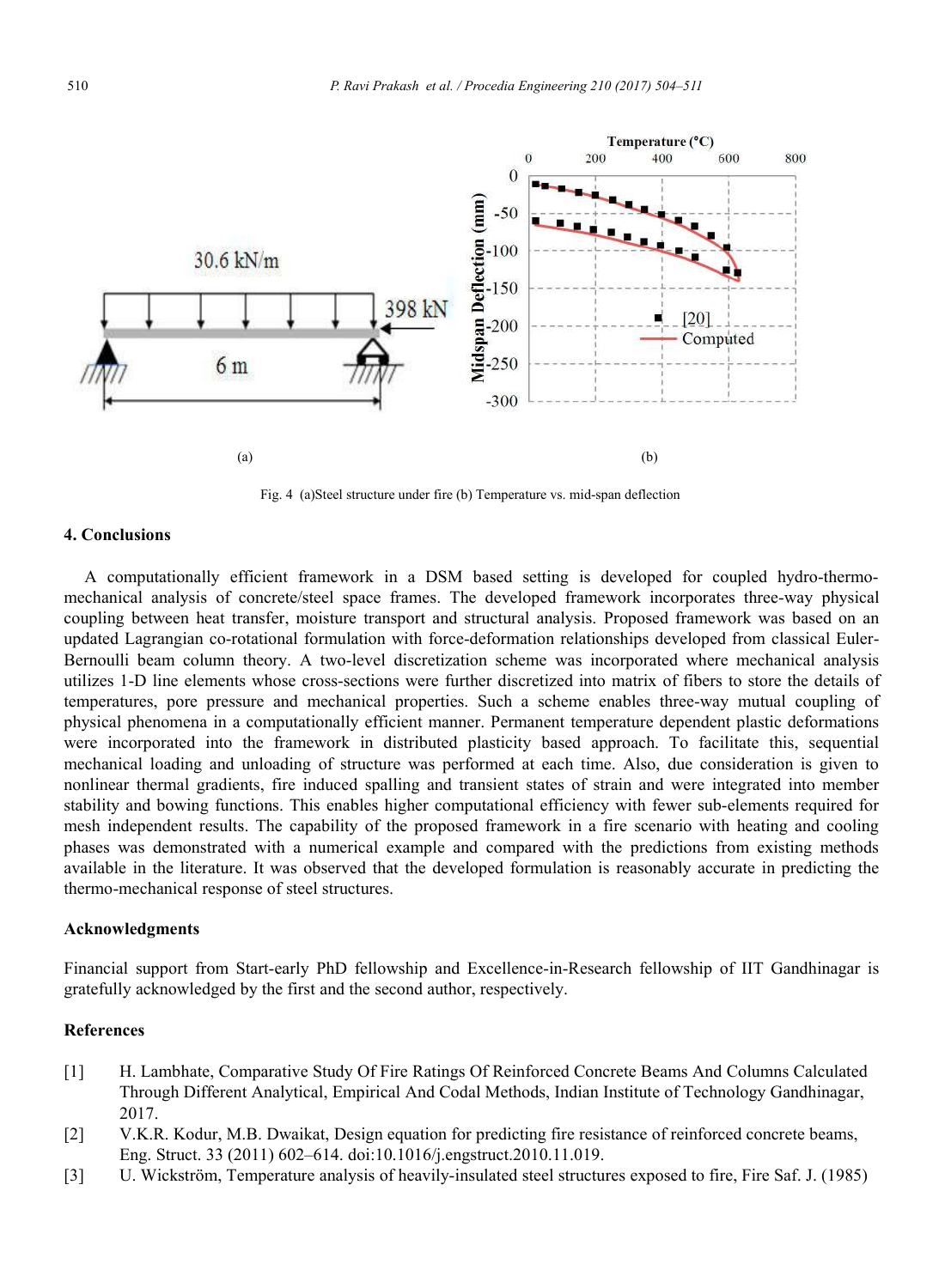30.6 kN/m

398 kN

6 m

(a)

Temperature (°C)

0 200 400 600 800

Midspan Deflection (mm)

0 -50 -100 -150 -200 -250 -300

[20]

Computed

(b)

Fig. 4 (a)Steel structure under fire (b) Temperature vs. mid-span deflection

## 4. Conclusions

A computationally efficient framework in a DSM based setting is developed for coupled hydro-thermo-mechanical analysis of concrete/steel space frames. The developed framework incorporates three-way physical coupling between heat transfer, moisture transport and structural analysis. Proposed framework was based on an updated Lagrangian co-rotational formulation with force-deformation relationships developed from classical Euler-Bernoulli beam column theory. A two-level discretization scheme was incorporated where mechanical analysis utilizes 1-D line elements whose cross-sections were further discretized into matrix of fibers to store the details of temperatures, pore pressure and mechanical properties. Such a scheme enables three-way mutual coupling of physical phenomena in a computationally efficient manner. Permanent temperature dependent plastic deformations were incorporated into the framework in distributed plasticity based approach. To facilitate this, sequential mechanical loading and unloading of structure was performed at each time. Also, due consideration is given to nonlinear thermal gradients, fire induced spalling and transient states of strain and were integrated into member stability and bowing functions. This enables higher computational efficiency with fewer sub-elements required for mesh independent results. The capability of the proposed framework in a fire scenario with heating and cooling phases was demonstrated with a numerical example and compared with the predictions from existing methods available in the literature. It was observed that the developed formulation is reasonably accurate in predicting the thermo-mechanical response of steel structures.

## Acknowledgments

Financial support from Start-early PhD fellowship and Excellence-in-Research fellowship of IIT Gandhinagar is gratefully acknowledged by the first and the second author, respectively.

## References

[1] H. Lambhate, Comparative Study Of Fire Ratings Of Reinforced Concrete Beams And Columns Calculated Through Different Analytical, Empirical And Codal Methods, Indian Institute of Technology Gandhinagar, 2017.

[2] V.K.R. Kodur, M.B. Dwaikat, Design equation for predicting fire resistance of reinforced concrete beams, Eng. Struct. 33 (2011) 602–614. doi:10.1016/j.engstruct.2010.11.019.

[3] U. Wickström, Temperature analysis of heavily-insulated steel structures exposed to fire, Fire Saf. J. (1985)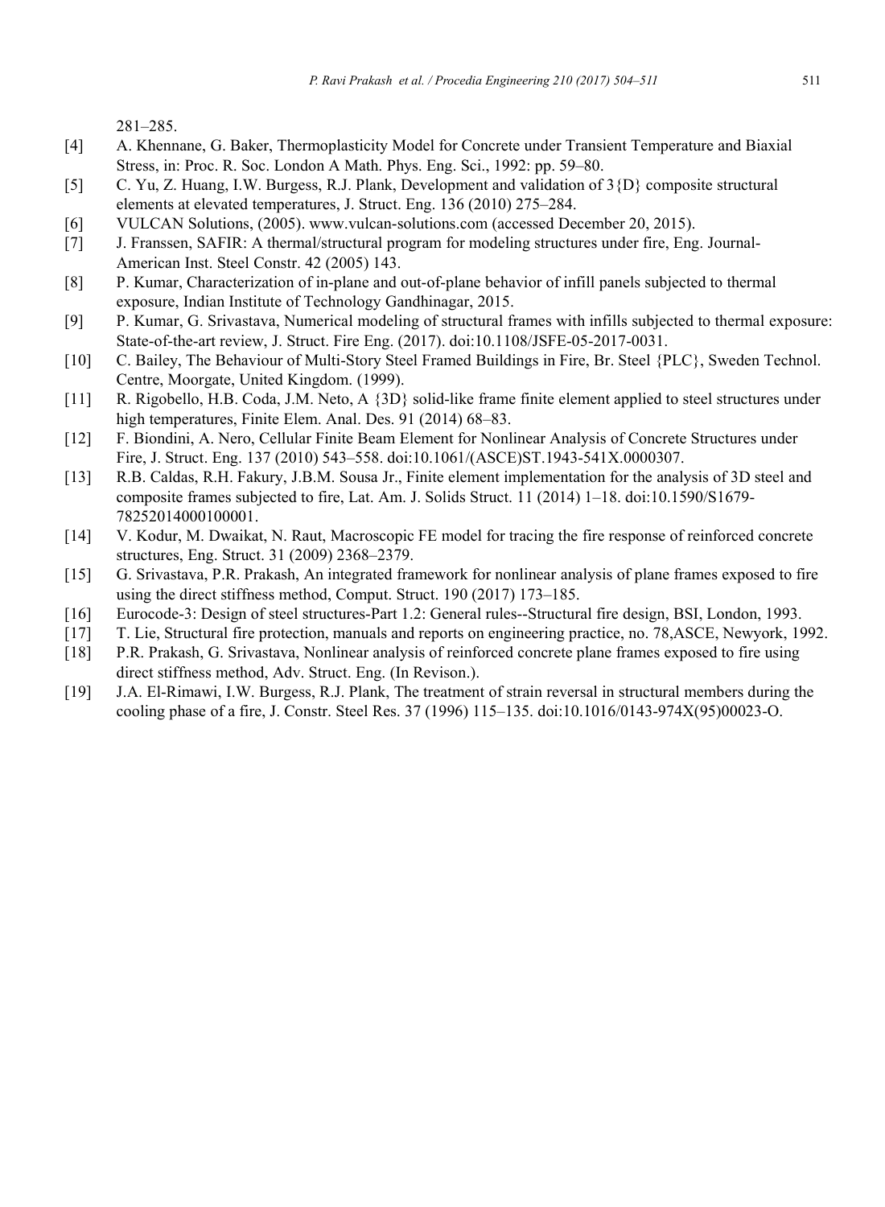281–285.

[4] A. Khennane, G. Baker, Thermoplasticity Model for Concrete under Transient Temperature and Biaxial Stress, in: Proc. R. Soc. London A Math. Phys. Eng. Sci., 1992: pp. 59–80.

[5] C. Yu, Z. Huang, I.W. Burgess, R.J. Plank, Development and validation of 3{D} composite structural elements at elevated temperatures, J. Struct. Eng. 136 (2010) 275–284.

[6] VULCAN Solutions, (2005). www.vulcan-solutions.com (accessed December 20, 2015).

[7] J. Franssen, SAFIR: A thermal/structural program for modeling structures under fire, Eng. Journal-American Inst. Steel Constr. 42 (2005) 143.

[8] P. Kumar, Characterization of in-plane and out-of-plane behavior of infill panels subjected to thermal exposure, Indian Institute of Technology Gandhinagar, 2015.

[9] P. Kumar, G. Srivastava, Numerical modeling of structural frames with infills subjected to thermal exposure: State-of-the-art review, J. Struct. Fire Eng. (2017). doi:10.1108/JSFE-05-2017-0031.

[10] C. Bailey, The Behaviour of Multi-Story Steel Framed Buildings in Fire, Br. Steel {PLC}, Sweden Technol. Centre, Moorgate, United Kingdom. (1999).

[11] R. Rigobello, H.B. Coda, J.M. Neto, A {3D} solid-like frame finite element applied to steel structures under high temperatures, Finite Elem. Anal. Des. 91 (2014) 68–83.

[12] F. Biondini, A. Nero, Cellular Finite Beam Element for Nonlinear Analysis of Concrete Structures under Fire, J. Struct. Eng. 137 (2010) 543–558. doi:10.1061/(ASCE)ST.1943-541X.0000307.

[13] R.B. Caldas, R.H. Fakury, J.B.M. Sousa Jr., Finite element implementation for the analysis of 3D steel and composite frames subjected to fire, Lat. Am. J. Solids Struct. 11 (2014) 1–18. doi:10.1590/S1679-78252014000100001.

[14] V. Kodur, M. Dwaikat, N. Raut, Macroscopic FE model for tracing the fire response of reinforced concrete structures, Eng. Struct. 31 (2009) 2368–2379.

[15] G. Srivastava, P.R. Prakash, An integrated framework for nonlinear analysis of plane frames exposed to fire using the direct stiffness method, Comput. Struct. 190 (2017) 173–185.

[16] Eurocode-3: Design of steel structures-Part 1.2: General rules--Structural fire design, BSI, London, 1993.

[17] T. Lie, Structural fire protection, manuals and reports on engineering practice, no. 78,ASCE, Newyork, 1992.

[18] P.R. Prakash, G. Srivastava, Nonlinear analysis of reinforced concrete plane frames exposed to fire using direct stiffness method, Adv. Struct. Eng. (In Revison.).

[19] J.A. El-Rimawi, I.W. Burgess, R.J. Plank, The treatment of strain reversal in structural members during the cooling phase of a fire, J. Constr. Steel Res. 37 (1996) 115–135. doi:10.1016/0143-974X(95)00023-O.